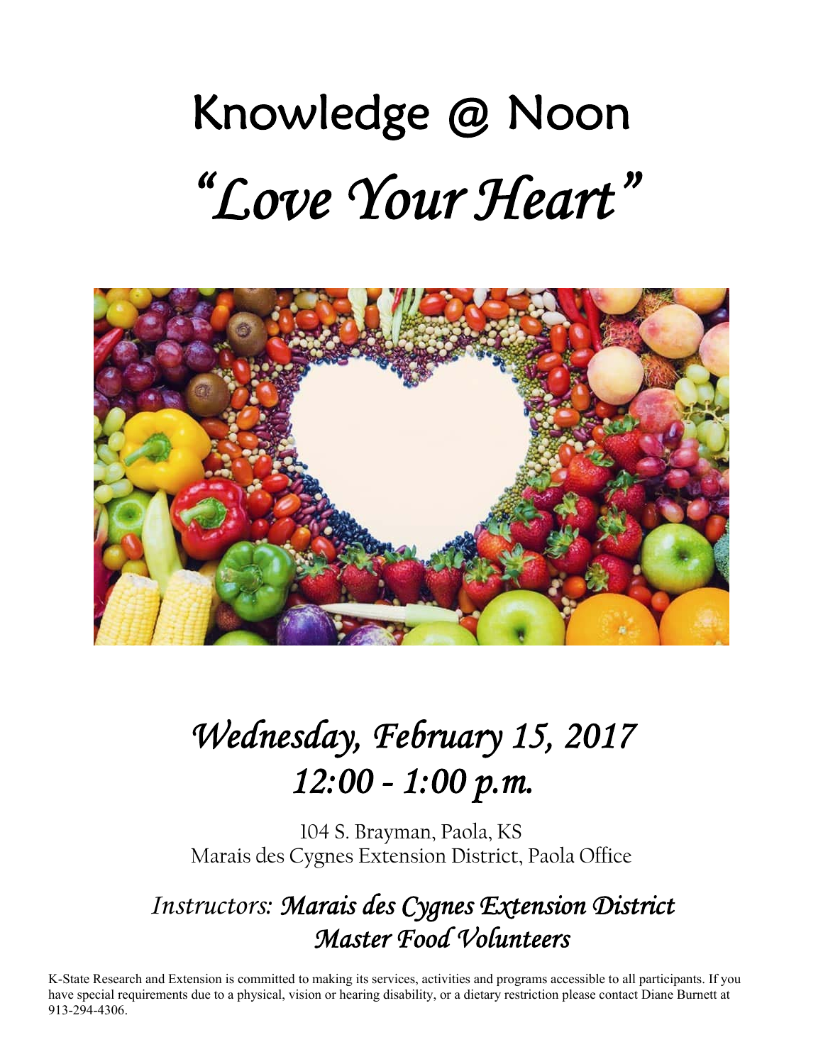# Knowledge @ Noon

# *"Love Your Heart"*

## *Wednesday, February 15, 2017*
## *12:00 - 1:00 p.m.*

104 S. Brayman, Paola, KS
Marais des Cygnes Extension District, Paola Office

*Instructors: **Marais des Cygnes Extension District Master Food Volunteers***

K-State Research and Extension is committed to making its services, activities and programs accessible to all participants. If you have special requirements due to a physical, vision or hearing disability, or a dietary restriction please contact Diane Burnett at 913-294-4306.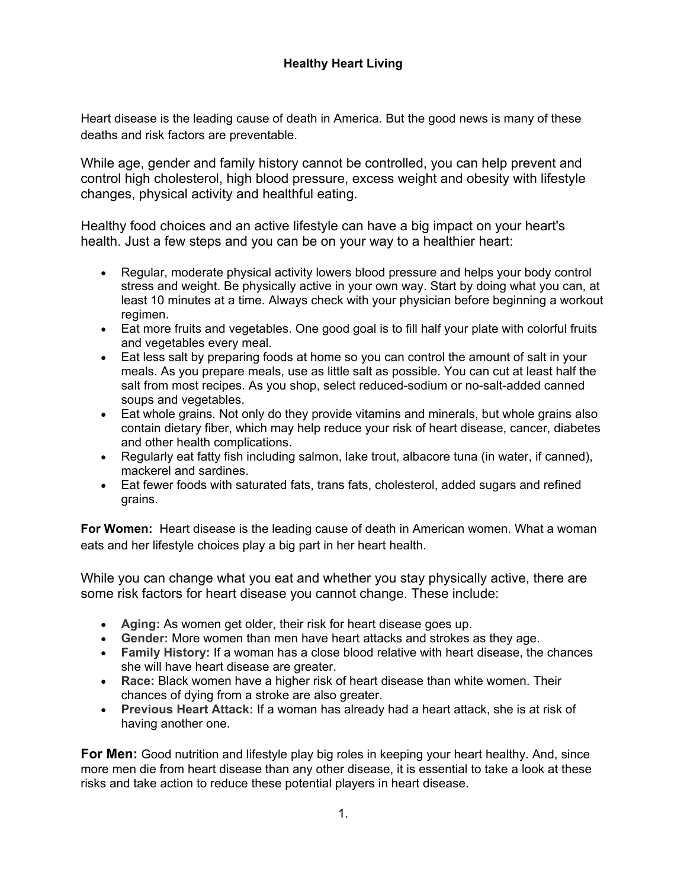# Healthy Heart Living

Heart disease is the leading cause of death in America. But the good news is many of these deaths and risk factors are preventable.

While age, gender and family history cannot be controlled, you can help prevent and control high cholesterol, high blood pressure, excess weight and obesity with lifestyle changes, physical activity and healthful eating.

Healthy food choices and an active lifestyle can have a big impact on your heart's health. Just a few steps and you can be on your way to a healthier heart:

- Regular, moderate physical activity lowers blood pressure and helps your body control stress and weight. Be physically active in your own way. Start by doing what you can, at least 10 minutes at a time. Always check with your physician before beginning a workout regimen.
- Eat more fruits and vegetables. One good goal is to fill half your plate with colorful fruits and vegetables every meal.
- Eat less salt by preparing foods at home so you can control the amount of salt in your meals. As you prepare meals, use as little salt as possible. You can cut at least half the salt from most recipes. As you shop, select reduced-sodium or no-salt-added canned soups and vegetables.
- Eat whole grains. Not only do they provide vitamins and minerals, but whole grains also contain dietary fiber, which may help reduce your risk of heart disease, cancer, diabetes and other health complications.
- Regularly eat fatty fish including salmon, lake trout, albacore tuna (in water, if canned), mackerel and sardines.
- Eat fewer foods with saturated fats, trans fats, cholesterol, added sugars and refined grains.

**For Women:** Heart disease is the leading cause of death in American women. What a woman eats and her lifestyle choices play a big part in her heart health.

While you can change what you eat and whether you stay physically active, there are some risk factors for heart disease you cannot change. These include:

- **Aging:** As women get older, their risk for heart disease goes up.
- **Gender:** More women than men have heart attacks and strokes as they age.
- **Family History:** If a woman has a close blood relative with heart disease, the chances she will have heart disease are greater.
- **Race:** Black women have a higher risk of heart disease than white women. Their chances of dying from a stroke are also greater.
- **Previous Heart Attack:** If a woman has already had a heart attack, she is at risk of having another one.

**For Men:** Good nutrition and lifestyle play big roles in keeping your heart healthy. And, since more men die from heart disease than any other disease, it is essential to take a look at these risks and take action to reduce these potential players in heart disease.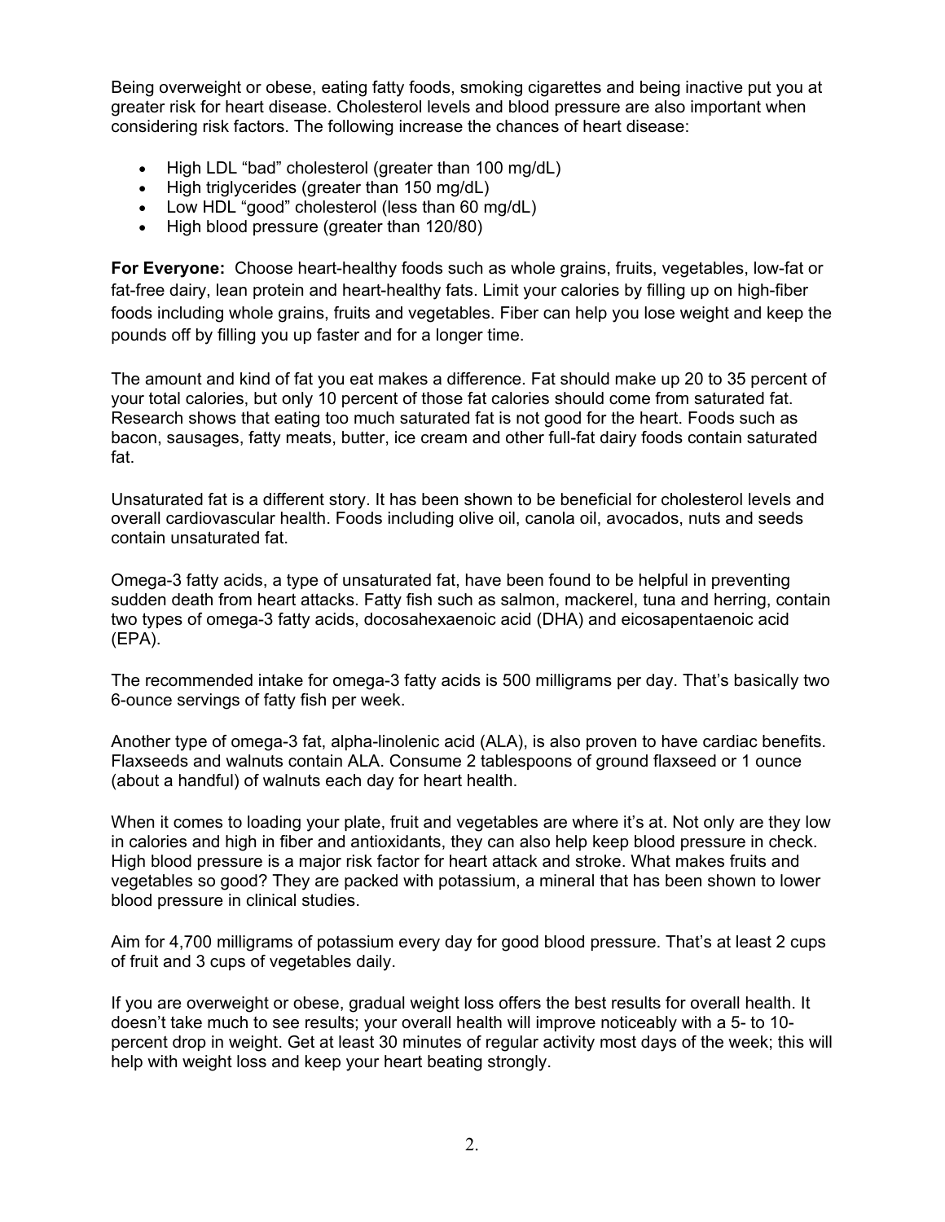Being overweight or obese, eating fatty foods, smoking cigarettes and being inactive put you at greater risk for heart disease. Cholesterol levels and blood pressure are also important when considering risk factors. The following increase the chances of heart disease:

- High LDL "bad" cholesterol (greater than 100 mg/dL)
- High triglycerides (greater than 150 mg/dL)
- Low HDL "good" cholesterol (less than 60 mg/dL)
- High blood pressure (greater than 120/80)

**For Everyone:** Choose heart-healthy foods such as whole grains, fruits, vegetables, low-fat or fat-free dairy, lean protein and heart-healthy fats. Limit your calories by filling up on high-fiber foods including whole grains, fruits and vegetables. Fiber can help you lose weight and keep the pounds off by filling you up faster and for a longer time.

The amount and kind of fat you eat makes a difference. Fat should make up 20 to 35 percent of your total calories, but only 10 percent of those fat calories should come from saturated fat. Research shows that eating too much saturated fat is not good for the heart. Foods such as bacon, sausages, fatty meats, butter, ice cream and other full-fat dairy foods contain saturated fat.

Unsaturated fat is a different story. It has been shown to be beneficial for cholesterol levels and overall cardiovascular health. Foods including olive oil, canola oil, avocados, nuts and seeds contain unsaturated fat.

Omega-3 fatty acids, a type of unsaturated fat, have been found to be helpful in preventing sudden death from heart attacks. Fatty fish such as salmon, mackerel, tuna and herring, contain two types of omega-3 fatty acids, docosahexaenoic acid (DHA) and eicosapentaenoic acid (EPA).

The recommended intake for omega-3 fatty acids is 500 milligrams per day. That's basically two 6-ounce servings of fatty fish per week.

Another type of omega-3 fat, alpha-linolenic acid (ALA), is also proven to have cardiac benefits. Flaxseeds and walnuts contain ALA. Consume 2 tablespoons of ground flaxseed or 1 ounce (about a handful) of walnuts each day for heart health.

When it comes to loading your plate, fruit and vegetables are where it's at. Not only are they low in calories and high in fiber and antioxidants, they can also help keep blood pressure in check. High blood pressure is a major risk factor for heart attack and stroke. What makes fruits and vegetables so good? They are packed with potassium, a mineral that has been shown to lower blood pressure in clinical studies.

Aim for 4,700 milligrams of potassium every day for good blood pressure. That's at least 2 cups of fruit and 3 cups of vegetables daily.

If you are overweight or obese, gradual weight loss offers the best results for overall health. It doesn't take much to see results; your overall health will improve noticeably with a 5- to 10-percent drop in weight. Get at least 30 minutes of regular activity most days of the week; this will help with weight loss and keep your heart beating strongly.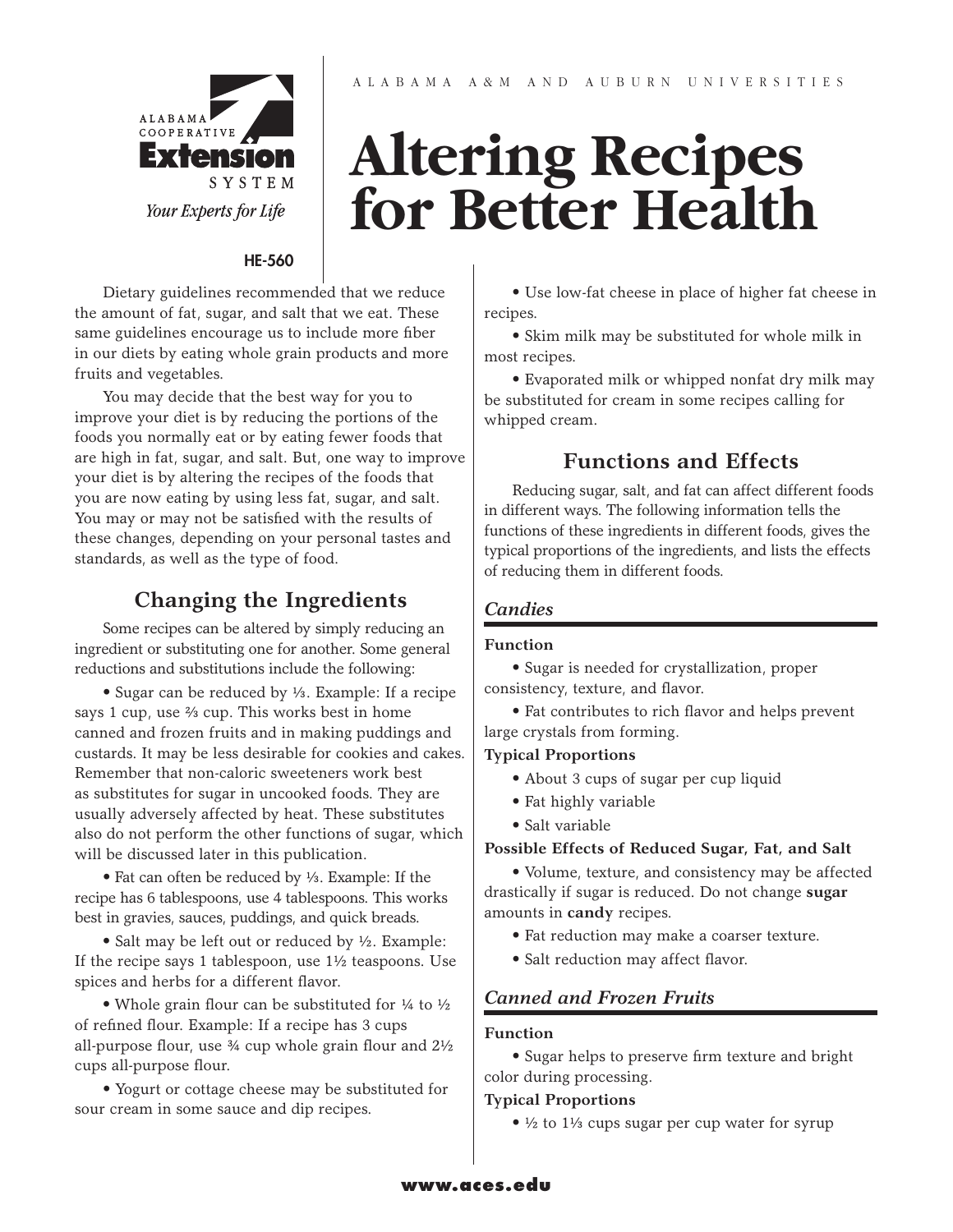# Altering Recipes for Better Health

HE-560

Dietary guidelines recommended that we reduce the amount of fat, sugar, and salt that we eat. These same guidelines encourage us to include more fiber in our diets by eating whole grain products and more fruits and vegetables.

You may decide that the best way for you to improve your diet is by reducing the portions of the foods you normally eat or by eating fewer foods that are high in fat, sugar, and salt. But, one way to improve your diet is by altering the recipes of the foods that you are now eating by using less fat, sugar, and salt. You may or may not be satisfied with the results of these changes, depending on your personal tastes and standards, as well as the type of food.

## Changing the Ingredients

Some recipes can be altered by simply reducing an ingredient or substituting one for another. Some general reductions and substitutions include the following:

- Sugar can be reduced by ⅓. Example: If a recipe says 1 cup, use ⅔ cup. This works best in home canned and frozen fruits and in making puddings and custards. It may be less desirable for cookies and cakes. Remember that non-caloric sweeteners work best as substitutes for sugar in uncooked foods. They are usually adversely affected by heat. These substitutes also do not perform the other functions of sugar, which will be discussed later in this publication.
- Fat can often be reduced by ⅓. Example: If the recipe has 6 tablespoons, use 4 tablespoons. This works best in gravies, sauces, puddings, and quick breads.
- Salt may be left out or reduced by ½. Example: If the recipe says 1 tablespoon, use 1½ teaspoons. Use spices and herbs for a different flavor.
- Whole grain flour can be substituted for ¼ to ½ of refined flour. Example: If a recipe has 3 cups all-purpose flour, use ¾ cup whole grain flour and 2½ cups all-purpose flour.
- Yogurt or cottage cheese may be substituted for sour cream in some sauce and dip recipes.
- Use low-fat cheese in place of higher fat cheese in recipes.
- Skim milk may be substituted for whole milk in most recipes.
- Evaporated milk or whipped nonfat dry milk may be substituted for cream in some recipes calling for whipped cream.

## Functions and Effects

Reducing sugar, salt, and fat can affect different foods in different ways. The following information tells the functions of these ingredients in different foods, gives the typical proportions of the ingredients, and lists the effects of reducing them in different foods.

### *Candies*

**Function**

- Sugar is needed for crystallization, proper consistency, texture, and flavor.
- Fat contributes to rich flavor and helps prevent large crystals from forming.

**Typical Proportions**

- About 3 cups of sugar per cup liquid
- Fat highly variable
- Salt variable

**Possible Effects of Reduced Sugar, Fat, and Salt**

- Volume, texture, and consistency may be affected drastically if sugar is reduced. Do not change **sugar** amounts in **candy** recipes.
- Fat reduction may make a coarser texture.
- Salt reduction may affect flavor.

### *Canned and Frozen Fruits*

**Function**

- Sugar helps to preserve firm texture and bright color during processing.

**Typical Proportions**

- ½ to 1⅓ cups sugar per cup water for syrup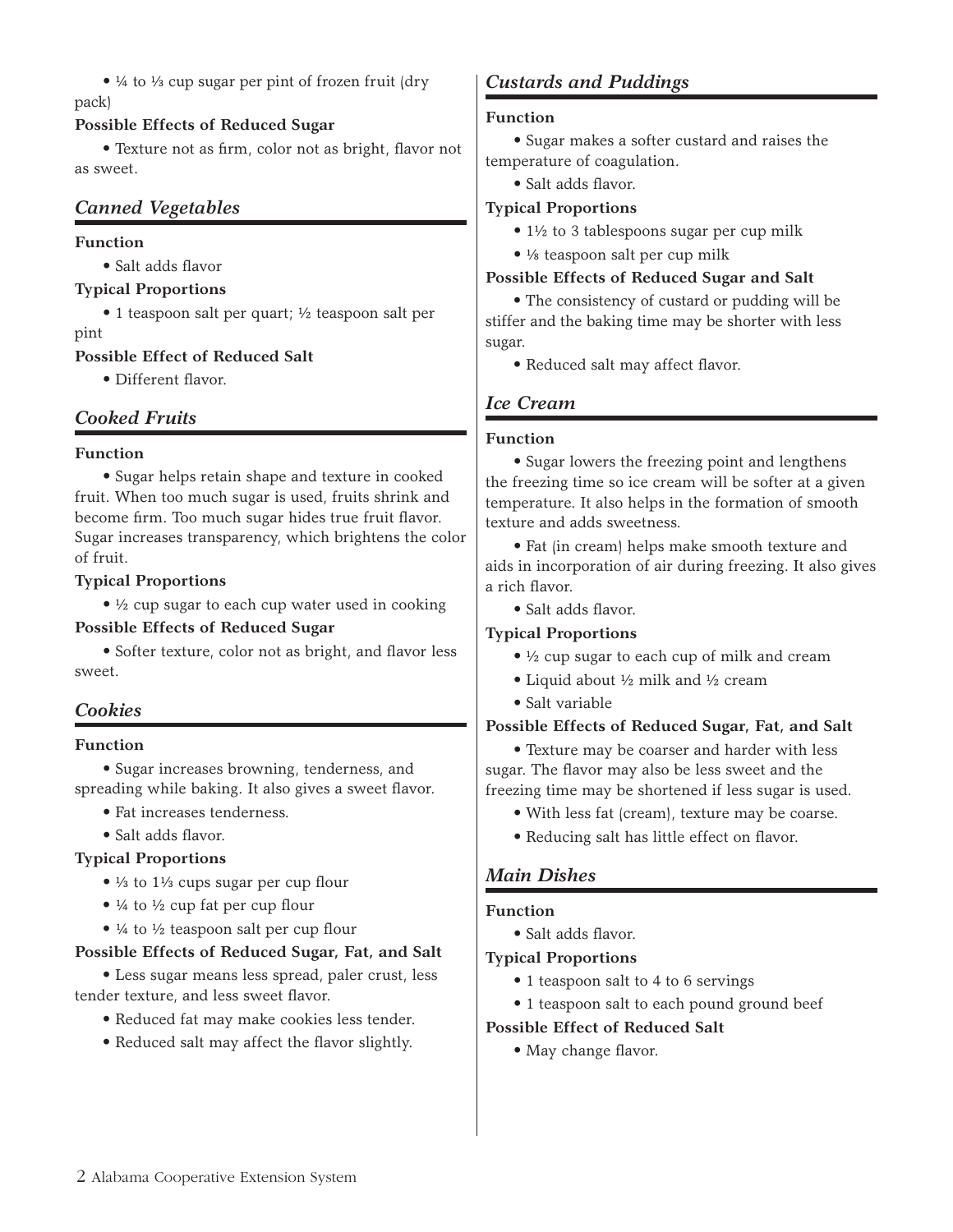- ¼ to ⅓ cup sugar per pint of frozen fruit (dry pack)

**Possible Effects of Reduced Sugar**

- Texture not as firm, color not as bright, flavor not as sweet.

## *Canned Vegetables*

**Function**

- Salt adds flavor

**Typical Proportions**

- 1 teaspoon salt per quart; ½ teaspoon salt per pint

**Possible Effect of Reduced Salt**

- Different flavor.

## *Cooked Fruits*

**Function**

- Sugar helps retain shape and texture in cooked fruit. When too much sugar is used, fruits shrink and become firm. Too much sugar hides true fruit flavor. Sugar increases transparency, which brightens the color of fruit.

**Typical Proportions**

- ½ cup sugar to each cup water used in cooking

**Possible Effects of Reduced Sugar**

- Softer texture, color not as bright, and flavor less sweet.

## *Cookies*

**Function**

- Sugar increases browning, tenderness, and spreading while baking. It also gives a sweet flavor.
- Fat increases tenderness.
- Salt adds flavor.

**Typical Proportions**

- ⅓ to 1⅓ cups sugar per cup flour
- ¼ to ½ cup fat per cup flour
- ¼ to ½ teaspoon salt per cup flour

**Possible Effects of Reduced Sugar, Fat, and Salt**

- Less sugar means less spread, paler crust, less tender texture, and less sweet flavor.
- Reduced fat may make cookies less tender.
- Reduced salt may affect the flavor slightly.

## *Custards and Puddings*

**Function**

- Sugar makes a softer custard and raises the temperature of coagulation.
- Salt adds flavor.

**Typical Proportions**

- 1½ to 3 tablespoons sugar per cup milk
- ⅛ teaspoon salt per cup milk

**Possible Effects of Reduced Sugar and Salt**

- The consistency of custard or pudding will be stiffer and the baking time may be shorter with less sugar.
- Reduced salt may affect flavor.

## *Ice Cream*

**Function**

- Sugar lowers the freezing point and lengthens the freezing time so ice cream will be softer at a given temperature. It also helps in the formation of smooth texture and adds sweetness.
- Fat (in cream) helps make smooth texture and aids in incorporation of air during freezing. It also gives a rich flavor.
- Salt adds flavor.

**Typical Proportions**

- ½ cup sugar to each cup of milk and cream
- Liquid about ½ milk and ½ cream
- Salt variable

**Possible Effects of Reduced Sugar, Fat, and Salt**

- Texture may be coarser and harder with less sugar. The flavor may also be less sweet and the freezing time may be shortened if less sugar is used.
- With less fat (cream), texture may be coarse.
- Reducing salt has little effect on flavor.

## *Main Dishes*

**Function**

- Salt adds flavor.

**Typical Proportions**

- 1 teaspoon salt to 4 to 6 servings
- 1 teaspoon salt to each pound ground beef

**Possible Effect of Reduced Salt**

- May change flavor.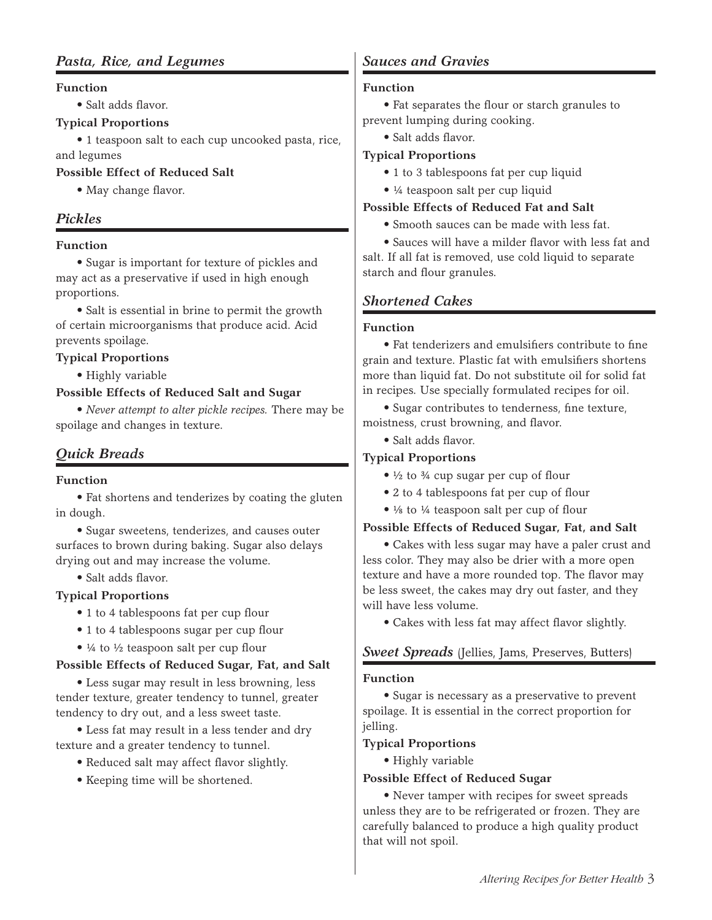## *Pasta, Rice, and Legumes*

**Function**

- Salt adds flavor.

**Typical Proportions**

- 1 teaspoon salt to each cup uncooked pasta, rice, and legumes

**Possible Effect of Reduced Salt**

- May change flavor.

## *Pickles*

**Function**

- Sugar is important for texture of pickles and may act as a preservative if used in high enough proportions.
- Salt is essential in brine to permit the growth of certain microorganisms that produce acid. Acid prevents spoilage.

**Typical Proportions**

- Highly variable

**Possible Effects of Reduced Salt and Sugar**

- *Never attempt to alter pickle recipes.* There may be spoilage and changes in texture.

## *Quick Breads*

**Function**

- Fat shortens and tenderizes by coating the gluten in dough.
- Sugar sweetens, tenderizes, and causes outer surfaces to brown during baking. Sugar also delays drying out and may increase the volume.
- Salt adds flavor.

**Typical Proportions**

- 1 to 4 tablespoons fat per cup flour
- 1 to 4 tablespoons sugar per cup flour
- ¼ to ½ teaspoon salt per cup flour

**Possible Effects of Reduced Sugar, Fat, and Salt**

- Less sugar may result in less browning, less tender texture, greater tendency to tunnel, greater tendency to dry out, and a less sweet taste.
- Less fat may result in a less tender and dry texture and a greater tendency to tunnel.
- Reduced salt may affect flavor slightly.
- Keeping time will be shortened.

## *Sauces and Gravies*

**Function**

- Fat separates the flour or starch granules to prevent lumping during cooking.
- Salt adds flavor.

**Typical Proportions**

- 1 to 3 tablespoons fat per cup liquid
- ¼ teaspoon salt per cup liquid

**Possible Effects of Reduced Fat and Salt**

- Smooth sauces can be made with less fat.
- Sauces will have a milder flavor with less fat and salt. If all fat is removed, use cold liquid to separate starch and flour granules.

## *Shortened Cakes*

**Function**

- Fat tenderizers and emulsifiers contribute to fine grain and texture. Plastic fat with emulsifiers shortens more than liquid fat. Do not substitute oil for solid fat in recipes. Use specially formulated recipes for oil.
- Sugar contributes to tenderness, fine texture, moistness, crust browning, and flavor.
- Salt adds flavor.

**Typical Proportions**

- ½ to ¾ cup sugar per cup of flour
- 2 to 4 tablespoons fat per cup of flour
- ⅛ to ¼ teaspoon salt per cup of flour

**Possible Effects of Reduced Sugar, Fat, and Salt**

- Cakes with less sugar may have a paler crust and less color. They may also be drier with a more open texture and have a more rounded top. The flavor may be less sweet, the cakes may dry out faster, and they will have less volume.
- Cakes with less fat may affect flavor slightly.

## *Sweet Spreads* (Jellies, Jams, Preserves, Butters)

**Function**

- Sugar is necessary as a preservative to prevent spoilage. It is essential in the correct proportion for jelling.

**Typical Proportions**

- Highly variable

**Possible Effect of Reduced Sugar**

- Never tamper with recipes for sweet spreads unless they are to be refrigerated or frozen. They are carefully balanced to produce a high quality product that will not spoil.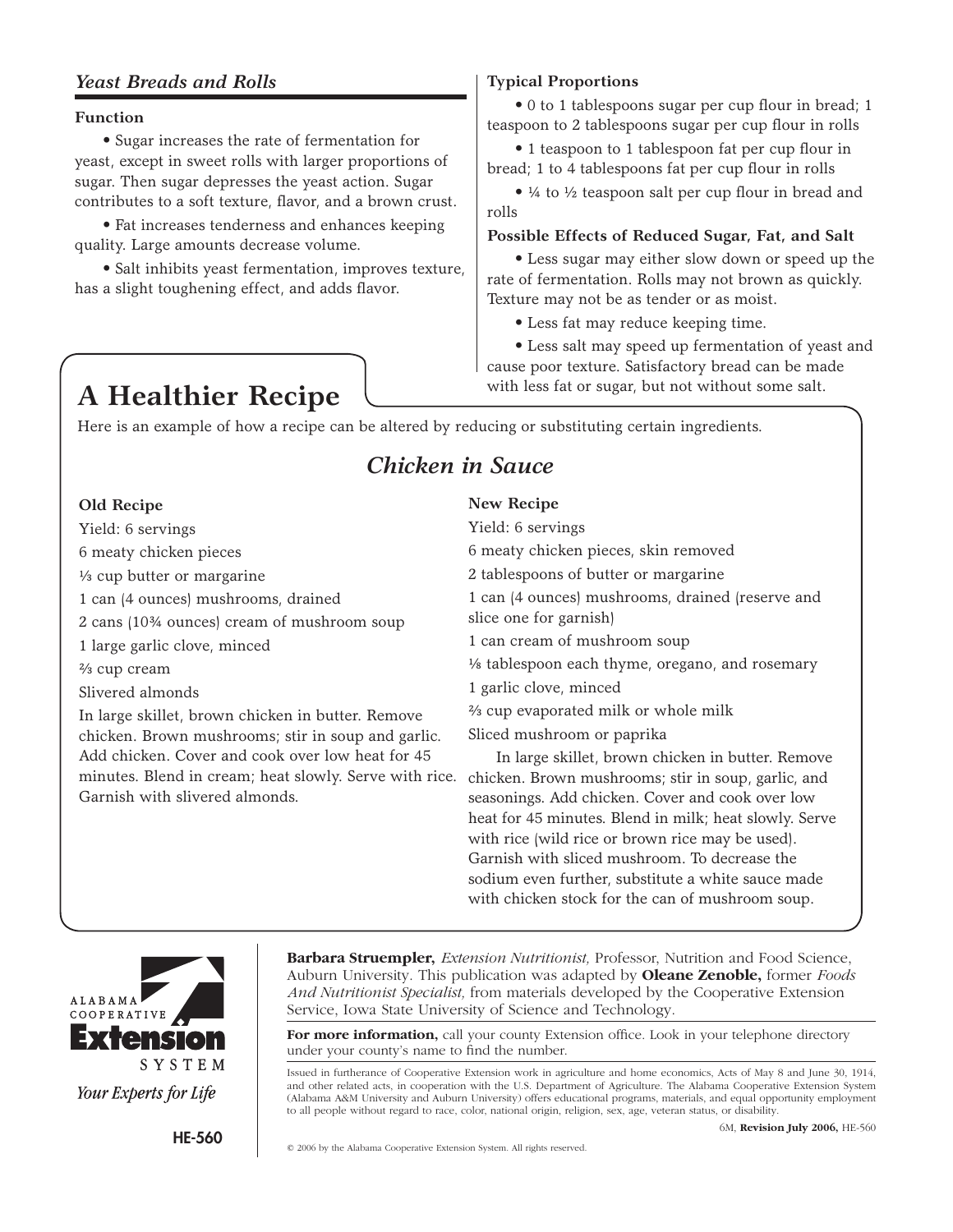### *Yeast Breads and Rolls*

**Function**

• Sugar increases the rate of fermentation for yeast, except in sweet rolls with larger proportions of sugar. Then sugar depresses the yeast action. Sugar contributes to a soft texture, flavor, and a brown crust.

• Fat increases tenderness and enhances keeping quality. Large amounts decrease volume.

• Salt inhibits yeast fermentation, improves texture, has a slight toughening effect, and adds flavor.

**Typical Proportions**

• 0 to 1 tablespoons sugar per cup flour in bread; 1 teaspoon to 2 tablespoons sugar per cup flour in rolls

• 1 teaspoon to 1 tablespoon fat per cup flour in bread; 1 to 4 tablespoons fat per cup flour in rolls

• ¼ to ½ teaspoon salt per cup flour in bread and rolls

**Possible Effects of Reduced Sugar, Fat, and Salt**

• Less sugar may either slow down or speed up the rate of fermentation. Rolls may not brown as quickly. Texture may not be as tender or as moist.

• Less fat may reduce keeping time.

• Less salt may speed up fermentation of yeast and cause poor texture. Satisfactory bread can be made with less fat or sugar, but not without some salt.

# A Healthier Recipe

Here is an example of how a recipe can be altered by reducing or substituting certain ingredients.

## *Chicken in Sauce*

**Old Recipe**

Yield: 6 servings

6 meaty chicken pieces

⅓ cup butter or margarine

1 can (4 ounces) mushrooms, drained

2 cans (10¾ ounces) cream of mushroom soup

1 large garlic clove, minced

⅔ cup cream

Slivered almonds

In large skillet, brown chicken in butter. Remove chicken. Brown mushrooms; stir in soup and garlic. Add chicken. Cover and cook over low heat for 45 minutes. Blend in cream; heat slowly. Serve with rice. Garnish with slivered almonds.

**New Recipe**

Yield: 6 servings

6 meaty chicken pieces, skin removed

2 tablespoons of butter or margarine

1 can (4 ounces) mushrooms, drained (reserve and slice one for garnish)

1 can cream of mushroom soup

⅛ tablespoon each thyme, oregano, and rosemary

1 garlic clove, minced

⅔ cup evaporated milk or whole milk

Sliced mushroom or paprika

In large skillet, brown chicken in butter. Remove chicken. Brown mushrooms; stir in soup, garlic, and seasonings. Add chicken. Cover and cook over low heat for 45 minutes. Blend in milk; heat slowly. Serve with rice (wild rice or brown rice may be used). Garnish with sliced mushroom. To decrease the sodium even further, substitute a white sauce made with chicken stock for the can of mushroom soup.

ALABAMA COOPERATIVE **Extension** SYSTEM

*Your Experts for Life*

**HE-560**

**Barbara Struempler,** *Extension Nutritionist,* Professor, Nutrition and Food Science, Auburn University. This publication was adapted by **Oleane Zenoble,** former *Foods And Nutritionist Specialist,* from materials developed by the Cooperative Extension Service, Iowa State University of Science and Technology.

**For more information,** call your county Extension office. Look in your telephone directory under your county's name to find the number.

Issued in furtherance of Cooperative Extension work in agriculture and home economics, Acts of May 8 and June 30, 1914, and other related acts, in cooperation with the U.S. Department of Agriculture. The Alabama Cooperative Extension System (Alabama A&M University and Auburn University) offers educational programs, materials, and equal opportunity employment to all people without regard to race, color, national origin, religion, sex, age, veteran status, or disability.

6M, **Revision July 2006,** HE-560

© 2006 by the Alabama Cooperative Extension System. All rights reserved.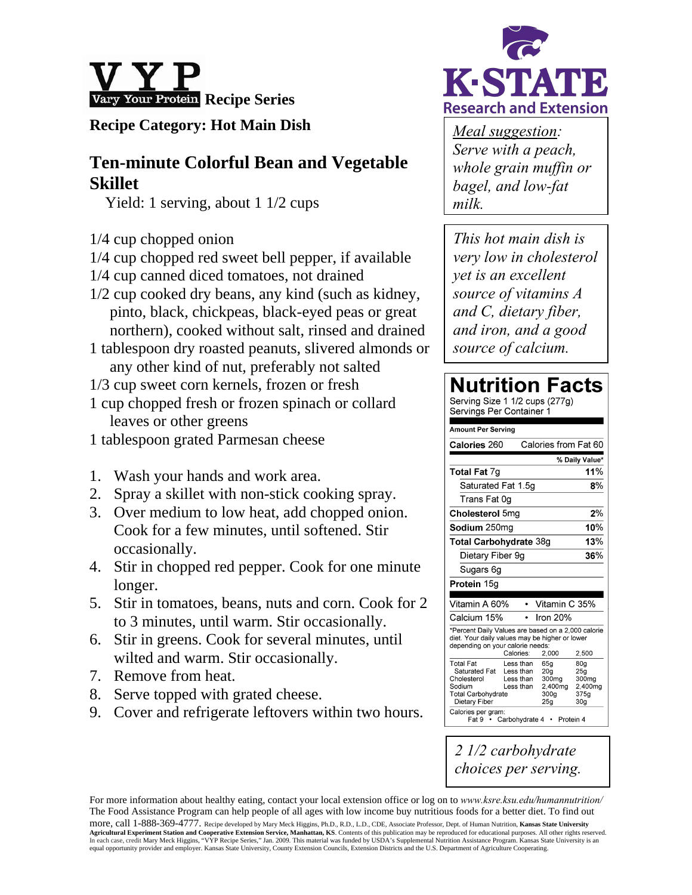**VYP** Vary Your Protein **Recipe Series**

**K-STATE Research and Extension**

**Recipe Category: Hot Main Dish**

## Ten-minute Colorful Bean and Vegetable Skillet

Yield: 1 serving, about 1 1/2 cups

- 1/4 cup chopped onion
- 1/4 cup chopped red sweet bell pepper, if available
- 1/4 cup canned diced tomatoes, not drained
- 1/2 cup cooked dry beans, any kind (such as kidney, pinto, black, chickpeas, black-eyed peas or great northern), cooked without salt, rinsed and drained
- 1 tablespoon dry roasted peanuts, slivered almonds or any other kind of nut, preferably not salted
- 1/3 cup sweet corn kernels, frozen or fresh
- 1 cup chopped fresh or frozen spinach or collard leaves or other greens
- 1 tablespoon grated Parmesan cheese

1. Wash your hands and work area.
2. Spray a skillet with non-stick cooking spray.
3. Over medium to low heat, add chopped onion. Cook for a few minutes, until softened. Stir occasionally.
4. Stir in chopped red pepper. Cook for one minute longer.
5. Stir in tomatoes, beans, nuts and corn. Cook for 2 to 3 minutes, until warm. Stir occasionally.
6. Stir in greens. Cook for several minutes, until wilted and warm. Stir occasionally.
7. Remove from heat.
8. Serve topped with grated cheese.
9. Cover and refrigerate leftovers within two hours.

*Meal suggestion: Serve with a peach, whole grain muffin or bagel, and low-fat milk.*

*This hot main dish is very low in cholesterol yet is an excellent source of vitamins A and C, dietary fiber, and iron, and a good source of calcium.*

### Nutrition Facts

Serving Size 1 1/2 cups (277g)
Servings Per Container 1

| Amount Per Serving | |
|---|---|
| **Calories** 260 | Calories from Fat 60 |
| | **% Daily Value*** |
| **Total Fat** 7g | **11%** |
| Saturated Fat 1.5g | **8%** |
| Trans Fat 0g | |
| **Cholesterol** 5mg | **2%** |
| **Sodium** 250mg | **10%** |
| **Total Carbohydrate** 38g | **13%** |
| Dietary Fiber 9g | **36%** |
| Sugars 6g | |
| **Protein** 15g | |

Vitamin A 60% • Vitamin C 35%
Calcium 15% • Iron 20%

*Percent Daily Values are based on a 2,000 calorie diet. Your daily values may be higher or lower depending on your calorie needs:

| | Calories: | 2,000 | 2,500 |
|---|---|---|---|
| Total Fat | Less than | 65g | 80g |
| Saturated Fat | Less than | 20g | 25g |
| Cholesterol | Less than | 300mg | 300mg |
| Sodium | Less than | 2,400mg | 2,400mg |
| Total Carbohydrate | | 300g | 375g |
| Dietary Fiber | | 25g | 30g |

Calories per gram:
Fat 9 • Carbohydrate 4 • Protein 4

*2 1/2 carbohydrate choices per serving.*

For more information about healthy eating, contact your local extension office or log on to *www.ksre.ksu.edu/humannutrition/*
The Food Assistance Program can help people of all ages with low income buy nutritious foods for a better diet. To find out more, call 1-888-369-4777. Recipe developed by Mary Meck Higgins, Ph.D., R.D., L.D., CDE, Associate Professor, Dept. of Human Nutrition, **Kansas State University Agricultural Experiment Station and Cooperative Extension Service, Manhattan, KS**. Contents of this publication may be reproduced for educational purposes. All other rights reserved. In each case, credit Mary Meck Higgins, "VYP Recipe Series," Jan. 2009. This material was funded by USDA's Supplemental Nutrition Assistance Program. Kansas State University is an equal opportunity provider and employer. Kansas State University, County Extension Councils, Extension Districts and the U.S. Department of Agriculture Cooperating.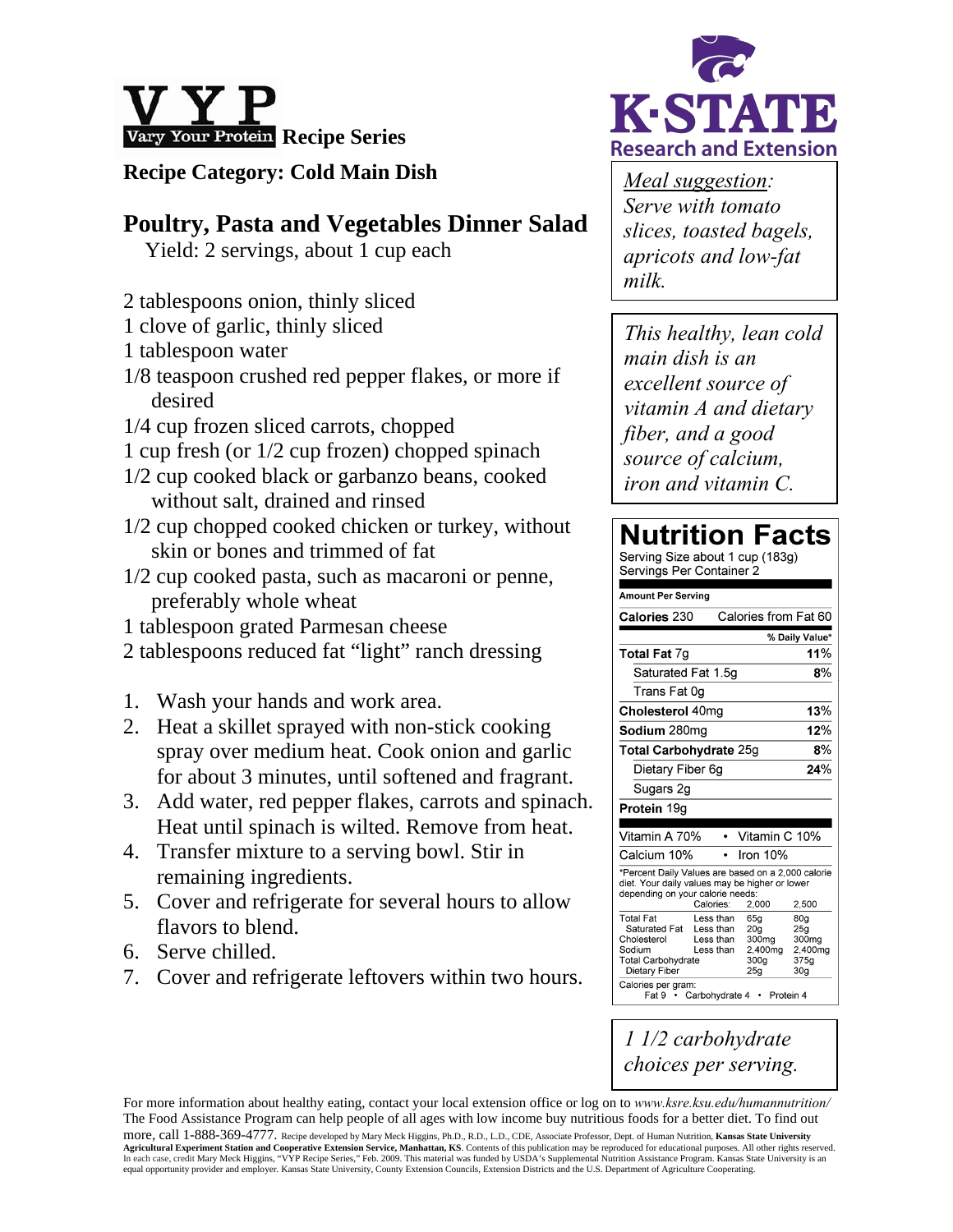**VYP** Vary Your Protein **Recipe Series**

K-STATE Research and Extension

**Recipe Category: Cold Main Dish**

# Poultry, Pasta and Vegetables Dinner Salad

Yield: 2 servings, about 1 cup each

- 2 tablespoons onion, thinly sliced
- 1 clove of garlic, thinly sliced
- 1 tablespoon water
- 1/8 teaspoon crushed red pepper flakes, or more if desired
- 1/4 cup frozen sliced carrots, chopped
- 1 cup fresh (or 1/2 cup frozen) chopped spinach
- 1/2 cup cooked black or garbanzo beans, cooked without salt, drained and rinsed
- 1/2 cup chopped cooked chicken or turkey, without skin or bones and trimmed of fat
- 1/2 cup cooked pasta, such as macaroni or penne, preferably whole wheat
- 1 tablespoon grated Parmesan cheese
- 2 tablespoons reduced fat "light" ranch dressing

1. Wash your hands and work area.
2. Heat a skillet sprayed with non-stick cooking spray over medium heat. Cook onion and garlic for about 3 minutes, until softened and fragrant.
3. Add water, red pepper flakes, carrots and spinach. Heat until spinach is wilted. Remove from heat.
4. Transfer mixture to a serving bowl. Stir in remaining ingredients.
5. Cover and refrigerate for several hours to allow flavors to blend.
6. Serve chilled.
7. Cover and refrigerate leftovers within two hours.

*Meal suggestion: Serve with tomato slices, toasted bagels, apricots and low-fat milk.*

*This healthy, lean cold main dish is an excellent source of vitamin A and dietary fiber, and a good source of calcium, iron and vitamin C.*

## Nutrition Facts

Serving Size about 1 cup (183g)
Servings Per Container 2

| Amount Per Serving | |
|---|---|
| **Calories** 230 | Calories from Fat 60 |
| | **% Daily Value*** |
| **Total Fat** 7g | **11%** |
| Saturated Fat 1.5g | **8%** |
| Trans Fat 0g | |
| **Cholesterol** 40mg | **13%** |
| **Sodium** 280mg | **12%** |
| **Total Carbohydrate** 25g | **8%** |
| Dietary Fiber 6g | **24%** |
| Sugars 2g | |
| **Protein** 19g | |

| | |
|---|---|
| Vitamin A 70% | Vitamin C 10% |
| Calcium 10% | Iron 10% |

*Percent Daily Values are based on a 2,000 calorie diet. Your daily values may be higher or lower depending on your calorie needs:

| | Calories: | 2,000 | 2,500 |
|---|---|---|---|
| Total Fat | Less than | 65g | 80g |
| Saturated Fat | Less than | 20g | 25g |
| Cholesterol | Less than | 300mg | 300mg |
| Sodium | Less than | 2,400mg | 2,400mg |
| Total Carbohydrate | | 300g | 375g |
| Dietary Fiber | | 25g | 30g |

Calories per gram:
Fat 9 • Carbohydrate 4 • Protein 4

*1 1/2 carbohydrate choices per serving.*

For more information about healthy eating, contact your local extension office or log on to *www.ksre.ksu.edu/humannutrition/*
The Food Assistance Program can help people of all ages with low income buy nutritious foods for a better diet. To find out more, call 1-888-369-4777. Recipe developed by Mary Meck Higgins, Ph.D., R.D., L.D., CDE, Associate Professor, Dept. of Human Nutrition, **Kansas State University Agricultural Experiment Station and Cooperative Extension Service, Manhattan, KS**. Contents of this publication may be reproduced for educational purposes. All other rights reserved. In each case, credit Mary Meck Higgins, "VYP Recipe Series," Feb. 2009. This material was funded by USDA's Supplemental Nutrition Assistance Program. Kansas State University is an equal opportunity provider and employer. Kansas State University, County Extension Councils, Extension Districts and the U.S. Department of Agriculture Cooperating.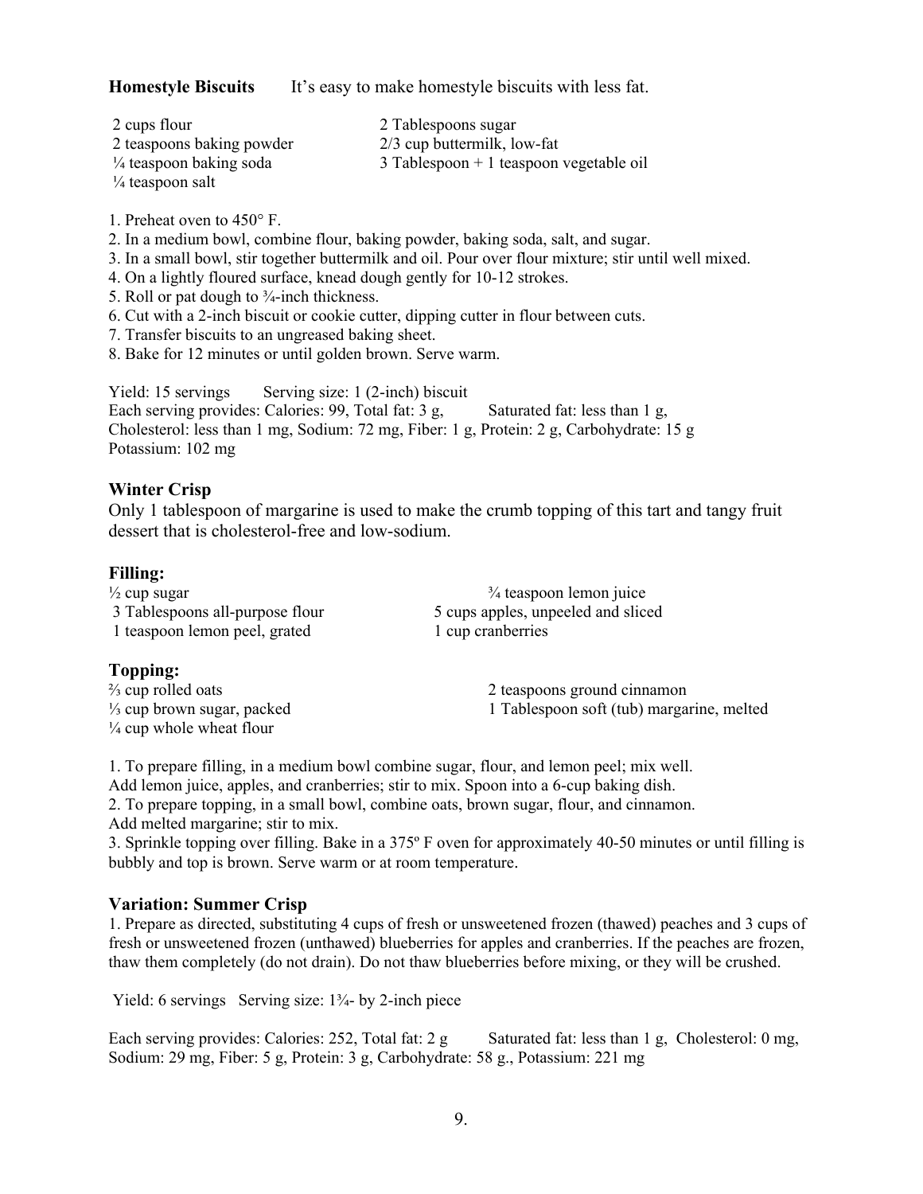**Homestyle Biscuits** It's easy to make homestyle biscuits with less fat.

- 2 cups flour
- 2 teaspoons baking powder
- ¼ teaspoon baking soda
- ¼ teaspoon salt
- 2 Tablespoons sugar
- 2/3 cup buttermilk, low-fat
- 3 Tablespoon + 1 teaspoon vegetable oil

1. Preheat oven to 450° F.
2. In a medium bowl, combine flour, baking powder, baking soda, salt, and sugar.
3. In a small bowl, stir together buttermilk and oil. Pour over flour mixture; stir until well mixed.
4. On a lightly floured surface, knead dough gently for 10-12 strokes.
5. Roll or pat dough to ¾-inch thickness.
6. Cut with a 2-inch biscuit or cookie cutter, dipping cutter in flour between cuts.
7. Transfer biscuits to an ungreased baking sheet.
8. Bake for 12 minutes or until golden brown. Serve warm.

Yield: 15 servings    Serving size: 1 (2-inch) biscuit
Each serving provides: Calories: 99, Total fat: 3 g,    Saturated fat: less than 1 g, Cholesterol: less than 1 mg, Sodium: 72 mg, Fiber: 1 g, Protein: 2 g, Carbohydrate: 15 g Potassium: 102 mg

### Winter Crisp

Only 1 tablespoon of margarine is used to make the crumb topping of this tart and tangy fruit dessert that is cholesterol-free and low-sodium.

#### Filling:

- ½ cup sugar
- 3 Tablespoons all-purpose flour
- 1 teaspoon lemon peel, grated
- ¾ teaspoon lemon juice
- 5 cups apples, unpeeled and sliced
- 1 cup cranberries

#### Topping:

- ⅔ cup rolled oats
- ⅓ cup brown sugar, packed
- ¼ cup whole wheat flour
- 2 teaspoons ground cinnamon
- 1 Tablespoon soft (tub) margarine, melted

1. To prepare filling, in a medium bowl combine sugar, flour, and lemon peel; mix well.
Add lemon juice, apples, and cranberries; stir to mix. Spoon into a 6-cup baking dish.
2. To prepare topping, in a small bowl, combine oats, brown sugar, flour, and cinnamon.
Add melted margarine; stir to mix.
3. Sprinkle topping over filling. Bake in a 375º F oven for approximately 40-50 minutes or until filling is bubbly and top is brown. Serve warm or at room temperature.

### Variation: Summer Crisp

1. Prepare as directed, substituting 4 cups of fresh or unsweetened frozen (thawed) peaches and 3 cups of fresh or unsweetened frozen (unthawed) blueberries for apples and cranberries. If the peaches are frozen, thaw them completely (do not drain). Do not thaw blueberries before mixing, or they will be crushed.

Yield: 6 servings   Serving size: 1¾- by 2-inch piece

Each serving provides: Calories: 252, Total fat: 2 g    Saturated fat: less than 1 g, Cholesterol: 0 mg, Sodium: 29 mg, Fiber: 5 g, Protein: 3 g, Carbohydrate: 58 g., Potassium: 221 mg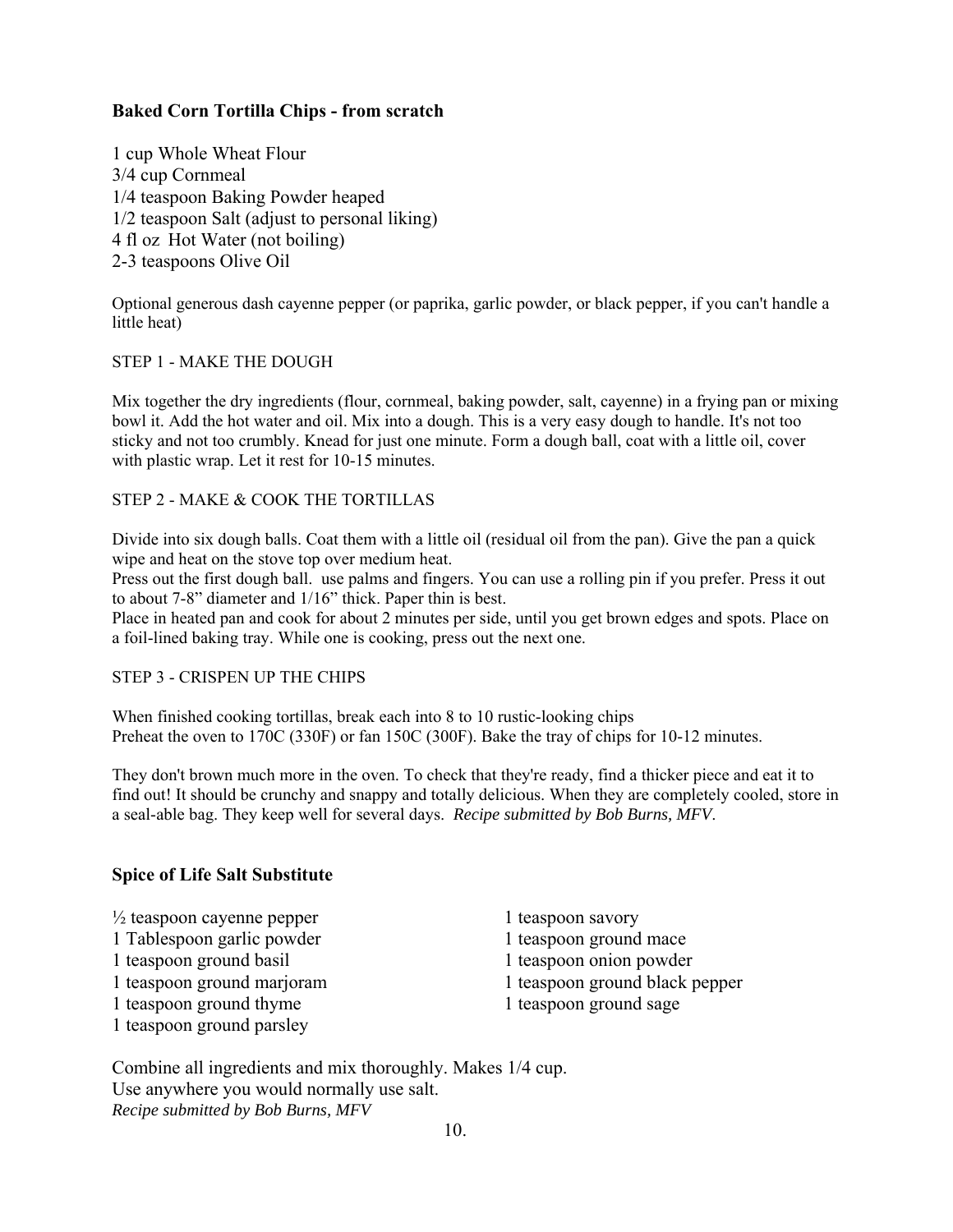### **Baked Corn Tortilla Chips - from scratch**

1 cup Whole Wheat Flour
3/4 cup Cornmeal
1/4 teaspoon Baking Powder heaped
1/2 teaspoon Salt (adjust to personal liking)
4 fl oz Hot Water (not boiling)
2-3 teaspoons Olive Oil

Optional generous dash cayenne pepper (or paprika, garlic powder, or black pepper, if you can't handle a little heat)

STEP 1 - MAKE THE DOUGH

Mix together the dry ingredients (flour, cornmeal, baking powder, salt, cayenne) in a frying pan or mixing bowl it. Add the hot water and oil. Mix into a dough. This is a very easy dough to handle. It's not too sticky and not too crumbly. Knead for just one minute. Form a dough ball, coat with a little oil, cover with plastic wrap. Let it rest for 10-15 minutes.

STEP 2 - MAKE & COOK THE TORTILLAS

Divide into six dough balls. Coat them with a little oil (residual oil from the pan). Give the pan a quick wipe and heat on the stove top over medium heat.
Press out the first dough ball. use palms and fingers. You can use a rolling pin if you prefer. Press it out to about 7-8" diameter and 1/16" thick. Paper thin is best.
Place in heated pan and cook for about 2 minutes per side, until you get brown edges and spots. Place on a foil-lined baking tray. While one is cooking, press out the next one.

STEP 3 - CRISPEN UP THE CHIPS

When finished cooking tortillas, break each into 8 to 10 rustic-looking chips
Preheat the oven to 170C (330F) or fan 150C (300F). Bake the tray of chips for 10-12 minutes.

They don't brown much more in the oven. To check that they're ready, find a thicker piece and eat it to find out! It should be crunchy and snappy and totally delicious. When they are completely cooled, store in a seal-able bag. They keep well for several days. *Recipe submitted by Bob Burns, MFV*.

### **Spice of Life Salt Substitute**

½ teaspoon cayenne pepper
1 Tablespoon garlic powder
1 teaspoon ground basil
1 teaspoon ground marjoram
1 teaspoon ground thyme
1 teaspoon ground parsley
1 teaspoon savory
1 teaspoon ground mace
1 teaspoon onion powder
1 teaspoon ground black pepper
1 teaspoon ground sage

Combine all ingredients and mix thoroughly. Makes 1/4 cup.
Use anywhere you would normally use salt.
*Recipe submitted by Bob Burns, MFV*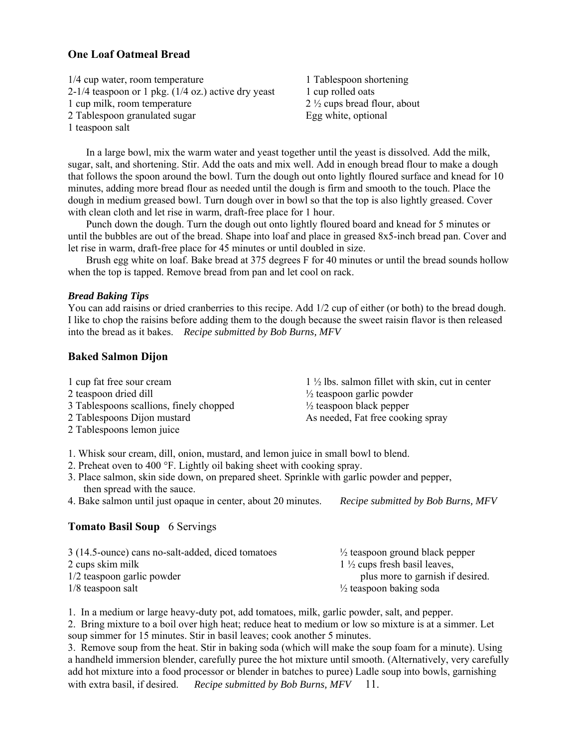### One Loaf Oatmeal Bread

1/4 cup water, room temperature
2-1/4 teaspoon or 1 pkg. (1/4 oz.) active dry yeast
1 cup milk, room temperature
2 Tablespoon granulated sugar
1 teaspoon salt
1 Tablespoon shortening
1 cup rolled oats
2 ½ cups bread flour, about
Egg white, optional

In a large bowl, mix the warm water and yeast together until the yeast is dissolved. Add the milk, sugar, salt, and shortening. Stir. Add the oats and mix well. Add in enough bread flour to make a dough that follows the spoon around the bowl. Turn the dough out onto lightly floured surface and knead for 10 minutes, adding more bread flour as needed until the dough is firm and smooth to the touch. Place the dough in medium greased bowl. Turn dough over in bowl so that the top is also lightly greased. Cover with clean cloth and let rise in warm, draft-free place for 1 hour.

Punch down the dough. Turn the dough out onto lightly floured board and knead for 5 minutes or until the bubbles are out of the bread. Shape into loaf and place in greased 8x5-inch bread pan. Cover and let rise in warm, draft-free place for 45 minutes or until doubled in size.

Brush egg white on loaf. Bake bread at 375 degrees F for 40 minutes or until the bread sounds hollow when the top is tapped. Remove bread from pan and let cool on rack.

***Bread Baking Tips***
You can add raisins or dried cranberries to this recipe. Add 1/2 cup of either (or both) to the bread dough. I like to chop the raisins before adding them to the dough because the sweet raisin flavor is then released into the bread as it bakes. *Recipe submitted by Bob Burns, MFV*

### Baked Salmon Dijon

1 cup fat free sour cream
2 teaspoon dried dill
3 Tablespoons scallions, finely chopped
2 Tablespoons Dijon mustard
2 Tablespoons lemon juice
1 ½ lbs. salmon fillet with skin, cut in center
½ teaspoon garlic powder
½ teaspoon black pepper
As needed, Fat free cooking spray

1. Whisk sour cream, dill, onion, mustard, and lemon juice in small bowl to blend.
2. Preheat oven to 400 °F. Lightly oil baking sheet with cooking spray.
3. Place salmon, skin side down, on prepared sheet. Sprinkle with garlic powder and pepper, then spread with the sauce.
4. Bake salmon until just opaque in center, about 20 minutes. *Recipe submitted by Bob Burns, MFV*

### Tomato Basil Soup 6 Servings

3 (14.5-ounce) cans no-salt-added, diced tomatoes
2 cups skim milk
1/2 teaspoon garlic powder
1/8 teaspoon salt
½ teaspoon ground black pepper
1 ½ cups fresh basil leaves, plus more to garnish if desired.
½ teaspoon baking soda

1. In a medium or large heavy-duty pot, add tomatoes, milk, garlic powder, salt, and pepper.
2. Bring mixture to a boil over high heat; reduce heat to medium or low so mixture is at a simmer. Let soup simmer for 15 minutes. Stir in basil leaves; cook another 5 minutes.
3. Remove soup from the heat. Stir in baking soda (which will make the soup foam for a minute). Using a handheld immersion blender, carefully puree the hot mixture until smooth. (Alternatively, very carefully add hot mixture into a food processor or blender in batches to puree) Ladle soup into bowls, garnishing with extra basil, if desired. *Recipe submitted by Bob Burns, MFV*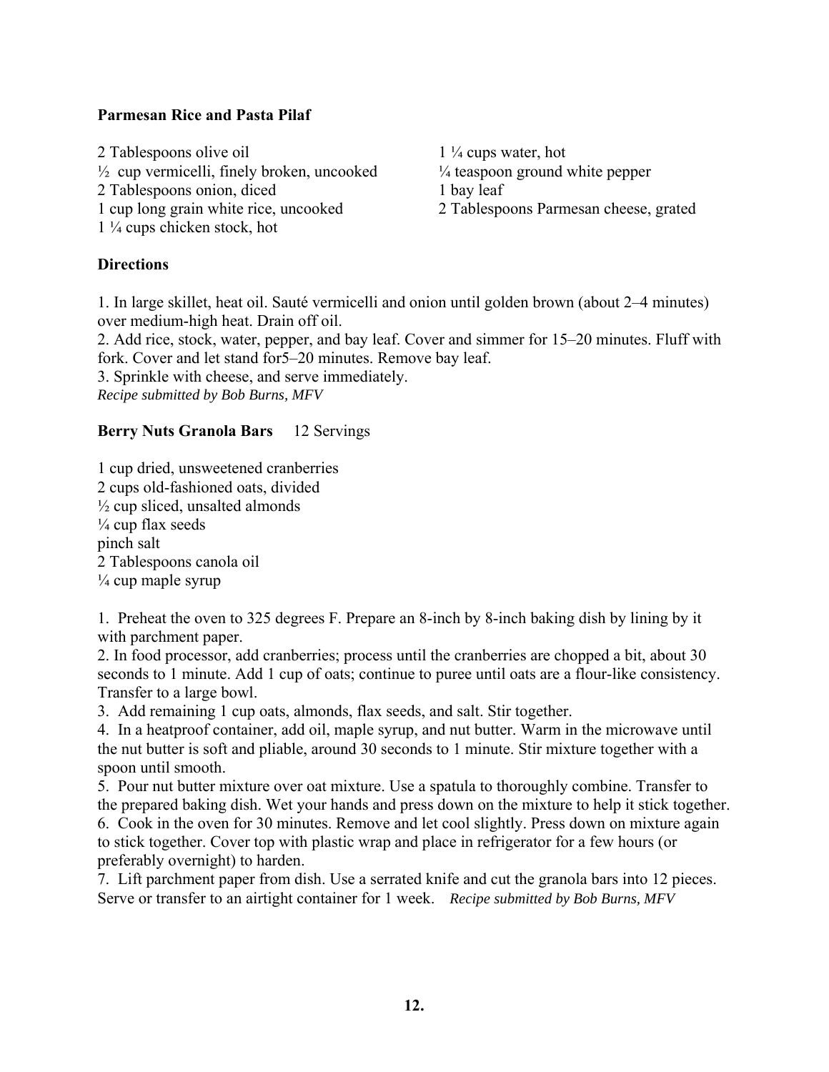**Parmesan Rice and Pasta Pilaf**

2 Tablespoons olive oil
½ cup vermicelli, finely broken, uncooked
2 Tablespoons onion, diced
1 cup long grain white rice, uncooked
1 ¼ cups chicken stock, hot
1 ¼ cups water, hot
¼ teaspoon ground white pepper
1 bay leaf
2 Tablespoons Parmesan cheese, grated

**Directions**

1. In large skillet, heat oil. Sauté vermicelli and onion until golden brown (about 2–4 minutes) over medium-high heat. Drain off oil.
2. Add rice, stock, water, pepper, and bay leaf. Cover and simmer for 15–20 minutes. Fluff with fork. Cover and let stand for5–20 minutes. Remove bay leaf.
3. Sprinkle with cheese, and serve immediately.

*Recipe submitted by Bob Burns, MFV*

**Berry Nuts Granola Bars** 12 Servings

1 cup dried, unsweetened cranberries
2 cups old-fashioned oats, divided
½ cup sliced, unsalted almonds
¼ cup flax seeds
pinch salt
2 Tablespoons canola oil
¼ cup maple syrup

1. Preheat the oven to 325 degrees F. Prepare an 8-inch by 8-inch baking dish by lining by it with parchment paper.
2. In food processor, add cranberries; process until the cranberries are chopped a bit, about 30 seconds to 1 minute. Add 1 cup of oats; continue to puree until oats are a flour-like consistency. Transfer to a large bowl.
3. Add remaining 1 cup oats, almonds, flax seeds, and salt. Stir together.
4. In a heatproof container, add oil, maple syrup, and nut butter. Warm in the microwave until the nut butter is soft and pliable, around 30 seconds to 1 minute. Stir mixture together with a spoon until smooth.
5. Pour nut butter mixture over oat mixture. Use a spatula to thoroughly combine. Transfer to the prepared baking dish. Wet your hands and press down on the mixture to help it stick together.
6. Cook in the oven for 30 minutes. Remove and let cool slightly. Press down on mixture again to stick together. Cover top with plastic wrap and place in refrigerator for a few hours (or preferably overnight) to harden.
7. Lift parchment paper from dish. Use a serrated knife and cut the granola bars into 12 pieces. Serve or transfer to an airtight container for 1 week. *Recipe submitted by Bob Burns, MFV*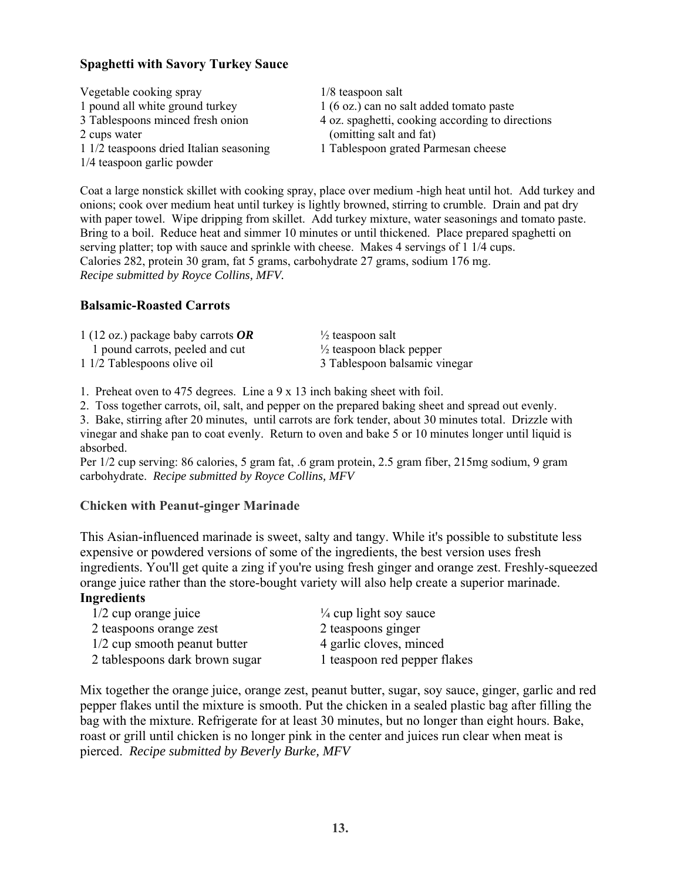### Spaghetti with Savory Turkey Sauce

Vegetable cooking spray
1 pound all white ground turkey
3 Tablespoons minced fresh onion
2 cups water
1 1/2 teaspoons dried Italian seasoning
1/4 teaspoon garlic powder
1/8 teaspoon salt
1 (6 oz.) can no salt added tomato paste
4 oz. spaghetti, cooking according to directions (omitting salt and fat)
1 Tablespoon grated Parmesan cheese

Coat a large nonstick skillet with cooking spray, place over medium -high heat until hot. Add turkey and onions; cook over medium heat until turkey is lightly browned, stirring to crumble. Drain and pat dry with paper towel. Wipe dripping from skillet. Add turkey mixture, water seasonings and tomato paste. Bring to a boil. Reduce heat and simmer 10 minutes or until thickened. Place prepared spaghetti on serving platter; top with sauce and sprinkle with cheese. Makes 4 servings of 1 1/4 cups.
Calories 282, protein 30 gram, fat 5 grams, carbohydrate 27 grams, sodium 176 mg.
*Recipe submitted by Royce Collins, MFV.*

### Balsamic-Roasted Carrots

1 (12 oz.) package baby carrots ***OR***
1 pound carrots, peeled and cut
1 1/2 Tablespoons olive oil
½ teaspoon salt
½ teaspoon black pepper
3 Tablespoon balsamic vinegar

1. Preheat oven to 475 degrees. Line a 9 x 13 inch baking sheet with foil.
2. Toss together carrots, oil, salt, and pepper on the prepared baking sheet and spread out evenly.
3. Bake, stirring after 20 minutes, until carrots are fork tender, about 30 minutes total. Drizzle with vinegar and shake pan to coat evenly. Return to oven and bake 5 or 10 minutes longer until liquid is absorbed.

Per 1/2 cup serving: 86 calories, 5 gram fat, .6 gram protein, 2.5 gram fiber, 215mg sodium, 9 gram carbohydrate. *Recipe submitted by Royce Collins, MFV*

### Chicken with Peanut-ginger Marinade

This Asian-influenced marinade is sweet, salty and tangy. While it's possible to substitute less expensive or powdered versions of some of the ingredients, the best version uses fresh ingredients. You'll get quite a zing if you're using fresh ginger and orange zest. Freshly-squeezed orange juice rather than the store-bought variety will also help create a superior marinade.

**Ingredients**

1/2 cup orange juice
2 teaspoons orange zest
1/2 cup smooth peanut butter
2 tablespoons dark brown sugar
¼ cup light soy sauce
2 teaspoons ginger
4 garlic cloves, minced
1 teaspoon red pepper flakes

Mix together the orange juice, orange zest, peanut butter, sugar, soy sauce, ginger, garlic and red pepper flakes until the mixture is smooth. Put the chicken in a sealed plastic bag after filling the bag with the mixture. Refrigerate for at least 30 minutes, but no longer than eight hours. Bake, roast or grill until chicken is no longer pink in the center and juices run clear when meat is pierced. *Recipe submitted by Beverly Burke, MFV*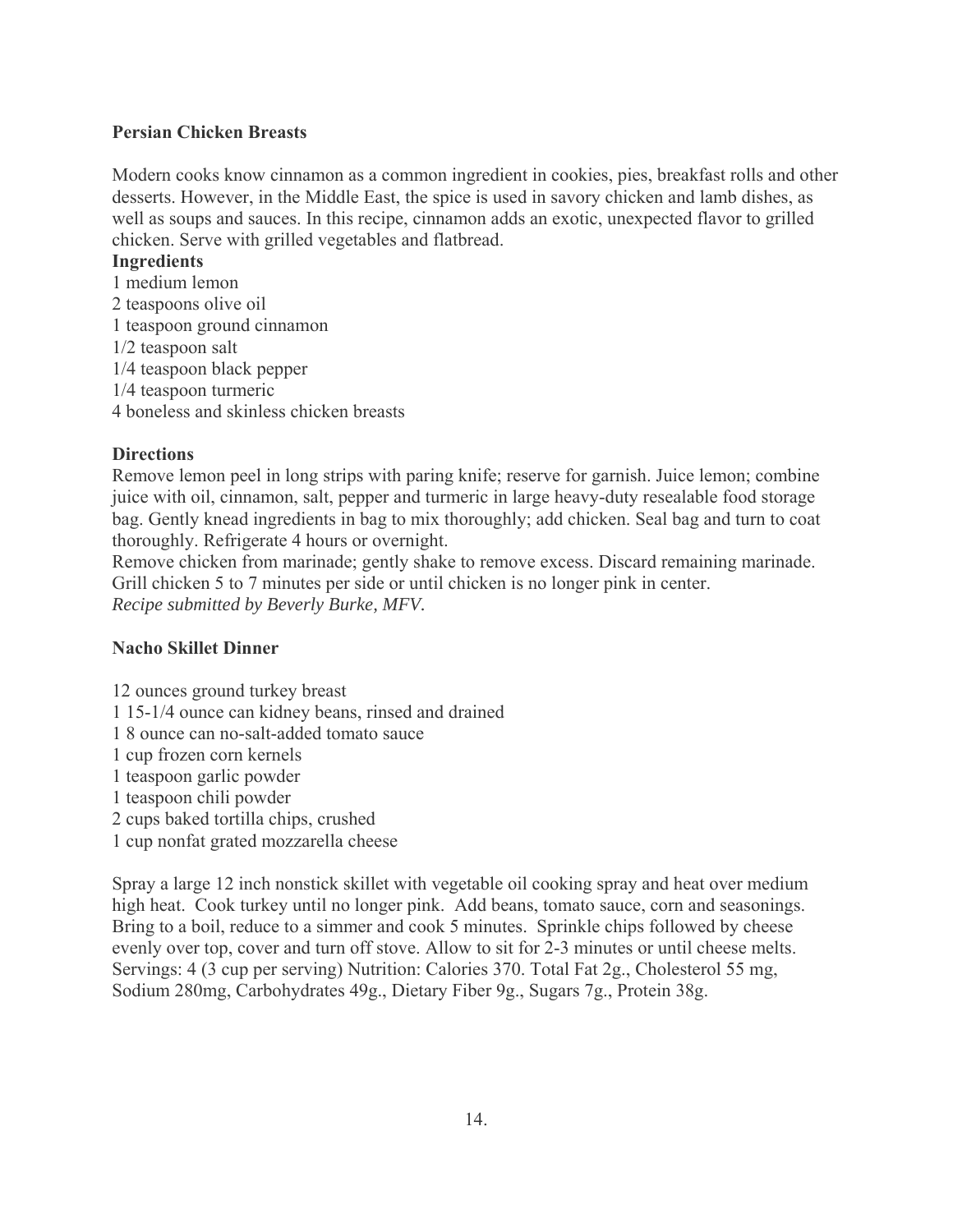**Persian Chicken Breasts**

Modern cooks know cinnamon as a common ingredient in cookies, pies, breakfast rolls and other desserts. However, in the Middle East, the spice is used in savory chicken and lamb dishes, as well as soups and sauces. In this recipe, cinnamon adds an exotic, unexpected flavor to grilled chicken. Serve with grilled vegetables and flatbread.

**Ingredients**

1 medium lemon
2 teaspoons olive oil
1 teaspoon ground cinnamon
1/2 teaspoon salt
1/4 teaspoon black pepper
1/4 teaspoon turmeric
4 boneless and skinless chicken breasts

**Directions**

Remove lemon peel in long strips with paring knife; reserve for garnish. Juice lemon; combine juice with oil, cinnamon, salt, pepper and turmeric in large heavy-duty resealable food storage bag. Gently knead ingredients in bag to mix thoroughly; add chicken. Seal bag and turn to coat thoroughly. Refrigerate 4 hours or overnight.

Remove chicken from marinade; gently shake to remove excess. Discard remaining marinade. Grill chicken 5 to 7 minutes per side or until chicken is no longer pink in center.

*Recipe submitted by Beverly Burke, MFV.*

**Nacho Skillet Dinner**

12 ounces ground turkey breast
1 15-1/4 ounce can kidney beans, rinsed and drained
1 8 ounce can no-salt-added tomato sauce
1 cup frozen corn kernels
1 teaspoon garlic powder
1 teaspoon chili powder
2 cups baked tortilla chips, crushed
1 cup nonfat grated mozzarella cheese

Spray a large 12 inch nonstick skillet with vegetable oil cooking spray and heat over medium high heat. Cook turkey until no longer pink. Add beans, tomato sauce, corn and seasonings. Bring to a boil, reduce to a simmer and cook 5 minutes. Sprinkle chips followed by cheese evenly over top, cover and turn off stove. Allow to sit for 2-3 minutes or until cheese melts. Servings: 4 (3 cup per serving) Nutrition: Calories 370. Total Fat 2g., Cholesterol 55 mg, Sodium 280mg, Carbohydrates 49g., Dietary Fiber 9g., Sugars 7g., Protein 38g.